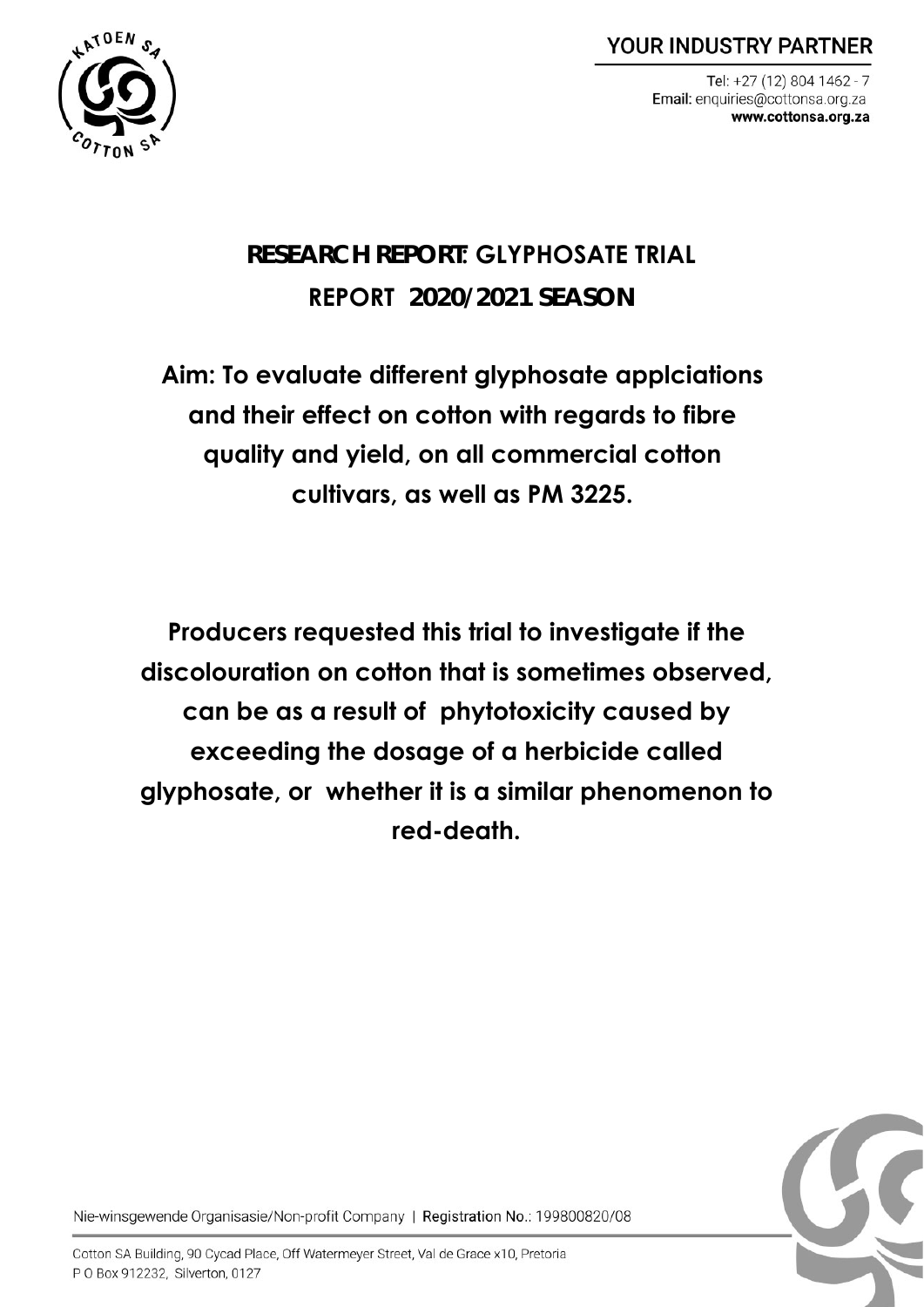# RESEARCH REPORT: GLYPHOSATE TRIAL REPORT 2020/2021 SEASON

**Aim: To evaluate different glyphosate applciations and their effect on cotton with regards to fibre quality and yield, on all commercial cotton cultivars, as well as PM 3225.**

**Producers requested this trial to investigate if the discolouration on cotton that is sometimes observed, can be as a result of phytotoxicity caused by exceeding the dosage of a herbicide called glyphosate, or whether it is a similar phenomenon to red-death.**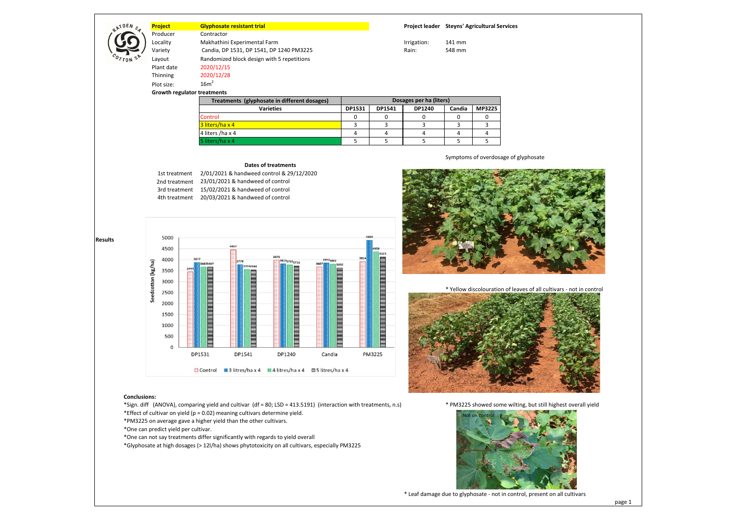| | | | | |
|---|---|---|---|---|
| **Project** | **Glyphosate resistant trial** | | **Project leader** | **Steyns' Agricultural Services** |
| Producer | Contractor | | | |
| Locality | Makhathini Experimental Farm | | Irrigation: | 141 mm |
| Variety | Candia, DP 1531, DP 1541, DP 1240 PM3225 | | Rain: | 548 mm |
| Layout | Randomized block design with 5 repetitions | | | |
| Plant date | 2020/12/15 | | | |
| Thinning | 2020/12/28 | | | |
| Plot size: | $16m^2$ | | | |

**Growth regulator treatments**

| Treatments (glyphosate in different dosages) | Dosages per ha (liters) | | | | |
|---|---|---|---|---|---|
| Varieties | DP1531 | DP1541 | DP1240 | Candia | MP3225 |
| Control | 0 | 0 | 0 | 0 | 0 |
| 3 liters/ha x 4 | 3 | 3 | 3 | 3 | 3 |
| 4 liters /ha x 4 | 4 | 4 | 4 | 4 | 4 |
| 5 liters/ha x 4 | 5 | 5 | 5 | 5 | 5 |

**Dates of treatments**

| | |
|---|---|
| 1st treatment | 2/01/2021 & handweed control & 29/12/2020 |
| 2nd treatment | 23/01/2021 & handweed of control |
| 3rd treatment | 15/02/2021 & handweed of control |
| 4th treatment | 20/03/2021 & handweed of control |

**Results**

Seedcotton (kg/ha)

| | Control | 3 litres/ha x 4 | 4 litres/ha x 4 | 5 litres/ha x 4 |
|---|---|---|---|---|
| DP1531 | 3444 | 3877 | 3667 | 3667 |
| DP1541 | 4457 | 3778 | 3556 | 3548 |
| DP1240 | 3975 | 3819 | 3765 | 3716 |
| Candia | 3667 | 3852 | 3802 | 3630 |
| PM3225 | 3914 | 4889 | 4358 | 4123 |

Symptoms of overdosage of glyphosate

* Yellow discolouration of leaves of all cultivars - not in control

* PM3225 showed some wilting, but still highest overall yield

Not on control

* Leaf damage due to glyphosate - not in control, present on all cultivars

**Conclusions:**

*Sign. diff (ANOVA), comparing yield and cultivar (df = 80; LSD = 413.5191) (interaction with treatments, n.s)
*Effect of cultivar on yield (p = 0.02) meaning cultivars determine yield.
*PM3225 on average gave a higher yield than the other cultivars.
*One can predict yield per cultivar.
*One can not say treatments differ significantly with regards to yield overall
*Glyphosate at high dosages (> 12l/ha) shows phytotoxicity on all cultivars, especially PM3225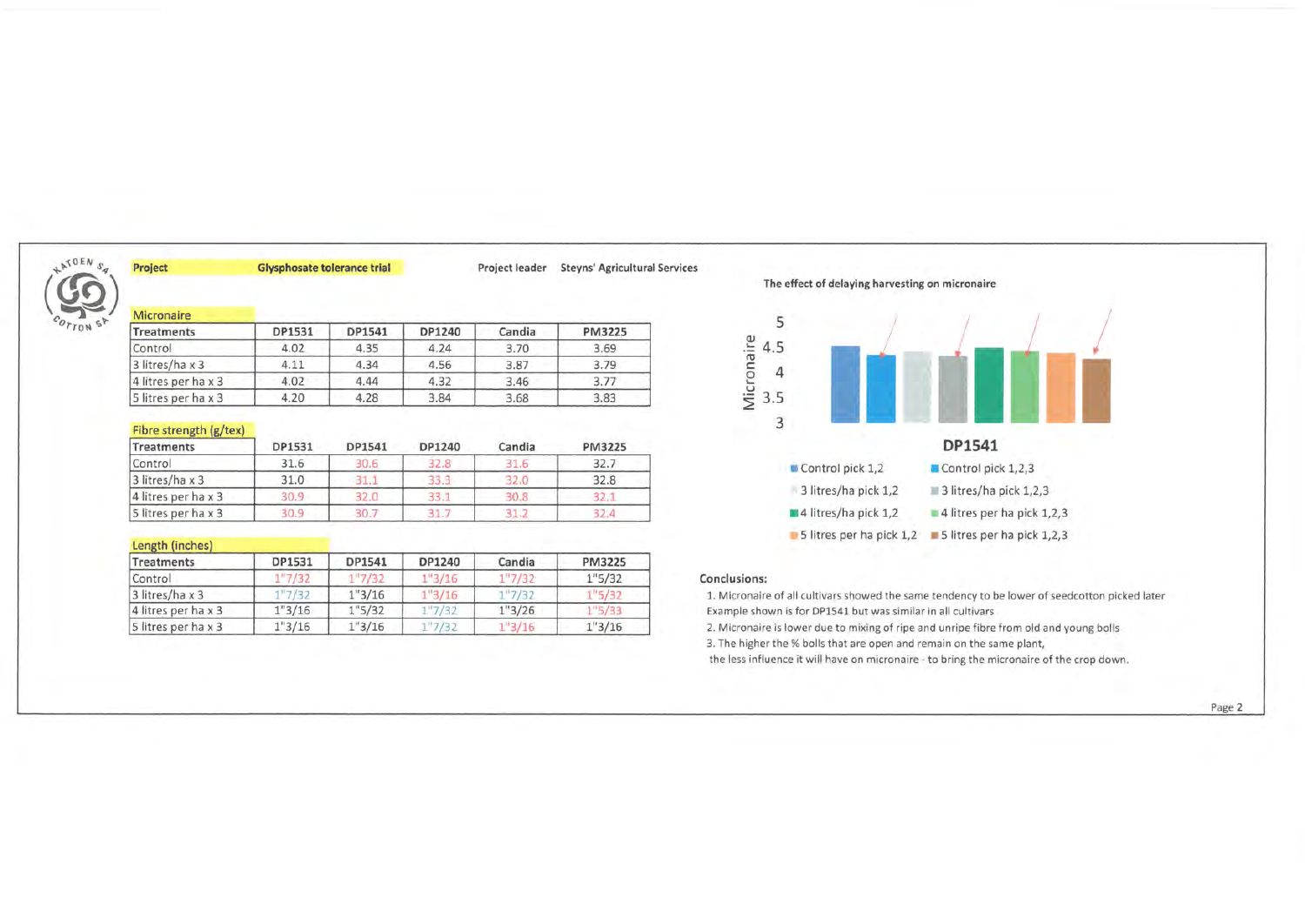**Project** **Glysphosate tolerance trial**

Project leader Steyns' Agricultural Services

### Micronaire

| Treatments | DP1531 | DP1541 | DP1240 | Candia | PM3225 |
|---|---|---|---|---|---|
| Control | 4.02 | 4.35 | 4.24 | 3.70 | 3.69 |
| 3 litres/ha x 3 | 4.11 | 4.34 | 4.56 | 3.87 | 3.79 |
| 4 litres per ha x 3 | 4.02 | 4.44 | 4.32 | 3.46 | 3.77 |
| 5 litres per ha x 3 | 4.20 | 4.28 | 3.84 | 3.68 | 3.83 |

### Fibre strength (g/tex)

| Treatments | DP1531 | DP1541 | DP1240 | Candia | PM3225 |
|---|---|---|---|---|---|
| Control | 31.6 | 30.6 | 32.8 | 31.6 | 32.7 |
| 3 litres/ha x 3 | 31.0 | 31.1 | 33.3 | 32.0 | 32.8 |
| 4 litres per ha x 3 | 30.9 | 32.0 | 33.1 | 30.8 | 32.1 |
| 5 litres per ha x 3 | 30.9 | 30.7 | 31.7 | 31.2 | 32.4 |

### Length (inches)

| Treatments | DP1531 | DP1541 | DP1240 | Candia | PM3225 |
|---|---|---|---|---|---|
| Control | 1"7/32 | 1"7/32 | 1"3/16 | 1"7/32 | 1"5/32 |
| 3 litres/ha x 3 | 1"7/32 | 1"3/16 | 1"3/16 | 1"7/32 | 1"5/32 |
| 4 litres per ha x 3 | 1"3/16 | 1"5/32 | 1"7/32 | 1"3/26 | 1"5/33 |
| 5 litres per ha x 3 | 1"3/16 | 1"3/16 | 1"7/32 | 1"3/16 | 1"3/16 |

The effect of delaying harvesting on micronaire

Micronaire

5
4.5
4
3.5
3

DP1541

Control pick 1,2
Control pick 1,2,3
3 litres/ha pick 1,2
3 litres/ha pick 1,2,3
4 litres/ha pick 1,2
4 litres per ha pick 1,2,3
5 litres per ha pick 1,2
5 litres per ha pick 1,2,3

**Conclusions:**

1. Micronaire of all cultivars showed the same tendency to be lower of seedcotton picked later
   Example shown is for DP1541 but was similar in all cultivars
2. Micronaire is lower due to mixing of ripe and unripe fibre from old and young bolls
3. The higher the % bolls that are open and remain on the same plant,
   the less influence it will have on micronaire - to bring the micronaire of the crop down.